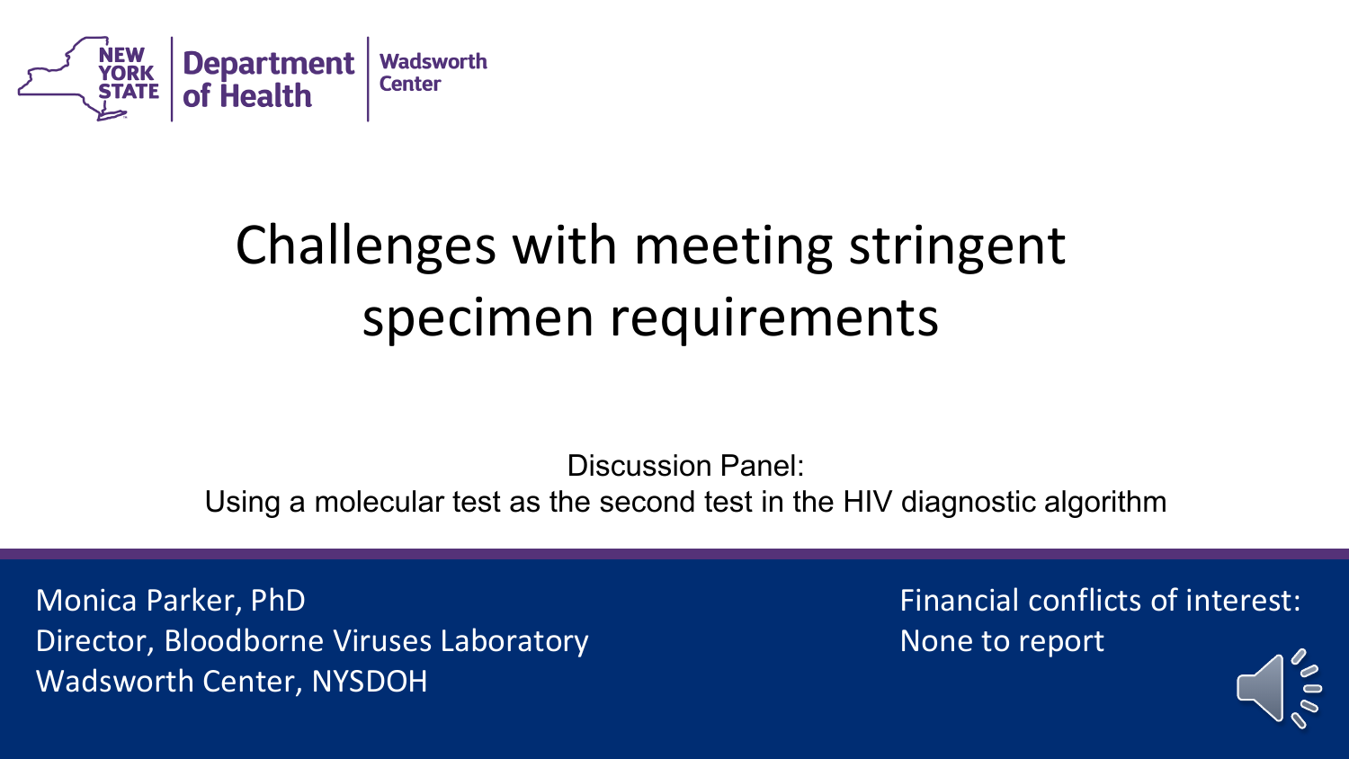NEW YORK STATE | Department of Health | Wadsworth Center

# Challenges with meeting stringent specimen requirements

Discussion Panel:
Using a molecular test as the second test in the HIV diagnostic algorithm

Monica Parker, PhD
Director, Bloodborne Viruses Laboratory
Wadsworth Center, NYSDOH

Financial conflicts of interest:
None to report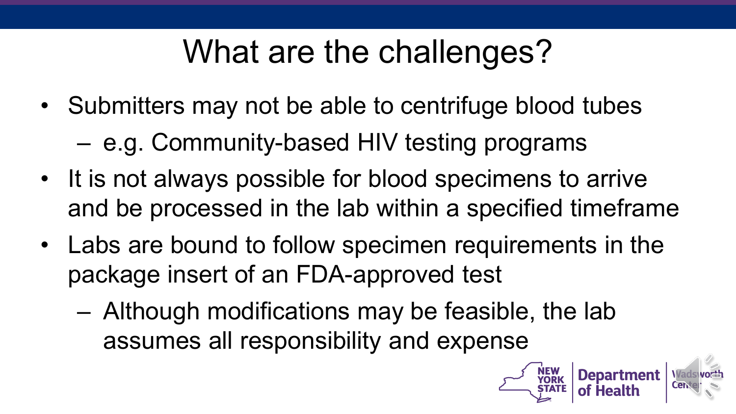# What are the challenges?

- Submitters may not be able to centrifuge blood tubes
  - e.g. Community-based HIV testing programs
- It is not always possible for blood specimens to arrive and be processed in the lab within a specified timeframe
- Labs are bound to follow specimen requirements in the package insert of an FDA-approved test
  - Although modifications may be feasible, the lab assumes all responsibility and expense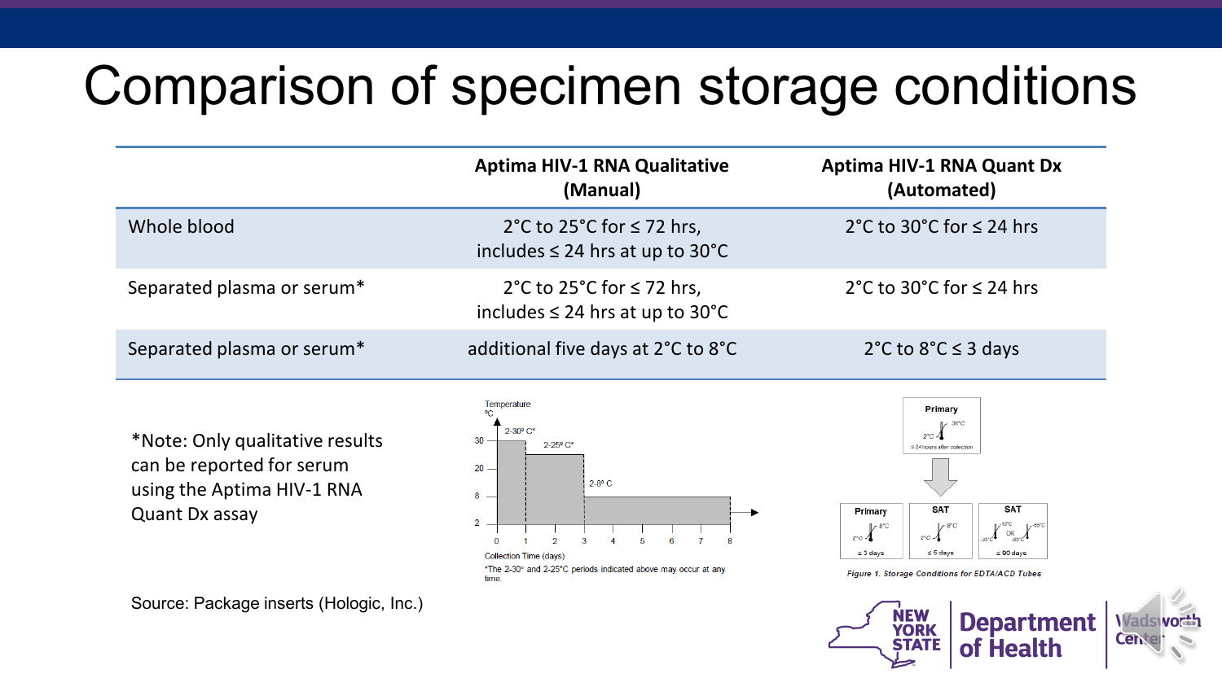# Comparison of specimen storage conditions

| | Aptima HIV-1 RNA Qualitative (Manual) | Aptima HIV-1 RNA Quant Dx (Automated) |
|---|---|---|
| Whole blood | 2°C to 25°C for ≤ 72 hrs, includes ≤ 24 hrs at up to 30°C | 2°C to 30°C for ≤ 24 hrs |
| Separated plasma or serum* | 2°C to 25°C for ≤ 72 hrs, includes ≤ 24 hrs at up to 30°C | 2°C to 30°C for ≤ 24 hrs |
| Separated plasma or serum* | additional five days at 2°C to 8°C | 2°C to 8°C ≤ 3 days |

*Note: Only qualitative results can be reported for serum using the Aptima HIV-1 RNA Quant Dx assay

Temperature °C

2-30° C*

2-25° C*

2-8° C

Collection Time (days)

*The 2-30° and 2-25°C periods indicated above may occur at any time.

Primary

≤ 24 hours after collection

Primary ≤ 3 days

SAT ≤ 5 days

SAT ≤ 90 days

*Figure 1. Storage Conditions for EDTA/ACD Tubes*

Source: Package inserts (Hologic, Inc.)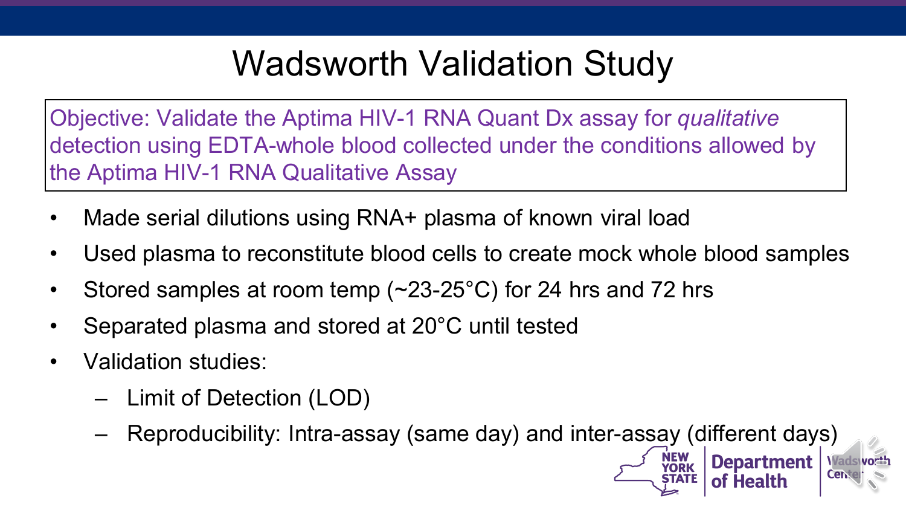# Wadsworth Validation Study

Objective: Validate the Aptima HIV-1 RNA Quant Dx assay for *qualitative* detection using EDTA-whole blood collected under the conditions allowed by the Aptima HIV-1 RNA Qualitative Assay

- Made serial dilutions using RNA+ plasma of known viral load
- Used plasma to reconstitute blood cells to create mock whole blood samples
- Stored samples at room temp (~23-25°C) for 24 hrs and 72 hrs
- Separated plasma and stored at 20°C until tested
- Validation studies:
  - Limit of Detection (LOD)
  - Reproducibility: Intra-assay (same day) and inter-assay (different days)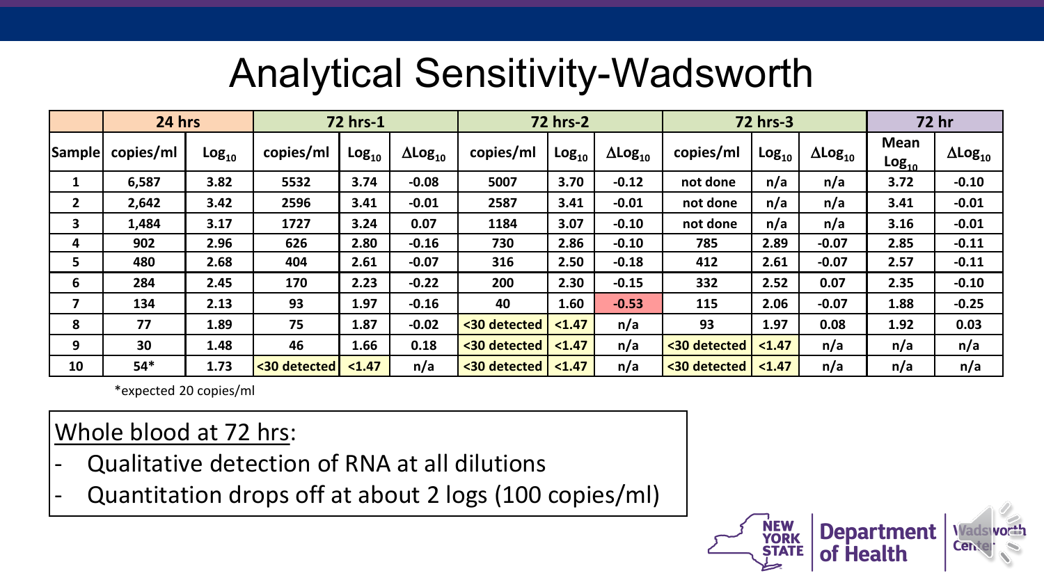# Analytical Sensitivity-Wadsworth

| | 24 hrs | | 72 hrs-1 | | | 72 hrs-2 | | | 72 hrs-3 | | | 72 hr | |
|---|---|---|---|---|---|---|---|---|---|---|---|---|---|
| Sample | copies/ml | $Log_{10}$ | copies/ml | $Log_{10}$ | $\Delta Log_{10}$ | copies/ml | $Log_{10}$ | $\Delta Log_{10}$ | copies/ml | $Log_{10}$ | $\Delta Log_{10}$ | Mean $Log_{10}$ | $\Delta Log_{10}$ |
| 1 | 6,587 | 3.82 | 5532 | 3.74 | -0.08 | 5007 | 3.70 | -0.12 | not done | n/a | n/a | 3.72 | -0.10 |
| 2 | 2,642 | 3.42 | 2596 | 3.41 | -0.01 | 2587 | 3.41 | -0.01 | not done | n/a | n/a | 3.41 | -0.01 |
| 3 | 1,484 | 3.17 | 1727 | 3.24 | 0.07 | 1184 | 3.07 | -0.10 | not done | n/a | n/a | 3.16 | -0.01 |
| 4 | 902 | 2.96 | 626 | 2.80 | -0.16 | 730 | 2.86 | -0.10 | 785 | 2.89 | -0.07 | 2.85 | -0.11 |
| 5 | 480 | 2.68 | 404 | 2.61 | -0.07 | 316 | 2.50 | -0.18 | 412 | 2.61 | -0.07 | 2.57 | -0.11 |
| 6 | 284 | 2.45 | 170 | 2.23 | -0.22 | 200 | 2.30 | -0.15 | 332 | 2.52 | 0.07 | 2.35 | -0.10 |
| 7 | 134 | 2.13 | 93 | 1.97 | -0.16 | 40 | 1.60 | -0.53 | 115 | 2.06 | -0.07 | 1.88 | -0.25 |
| 8 | 77 | 1.89 | 75 | 1.87 | -0.02 | <30 detected | <1.47 | n/a | 93 | 1.97 | 0.08 | 1.92 | 0.03 |
| 9 | 30 | 1.48 | 46 | 1.66 | 0.18 | <30 detected | <1.47 | n/a | <30 detected | <1.47 | n/a | n/a | n/a |
| 10 | 54* | 1.73 | <30 detected | <1.47 | n/a | <30 detected | <1.47 | n/a | <30 detected | <1.47 | n/a | n/a | n/a |

*expected 20 copies/ml

Whole blood at 72 hrs:

- Qualitative detection of RNA at all dilutions
- Quantitation drops off at about 2 logs (100 copies/ml)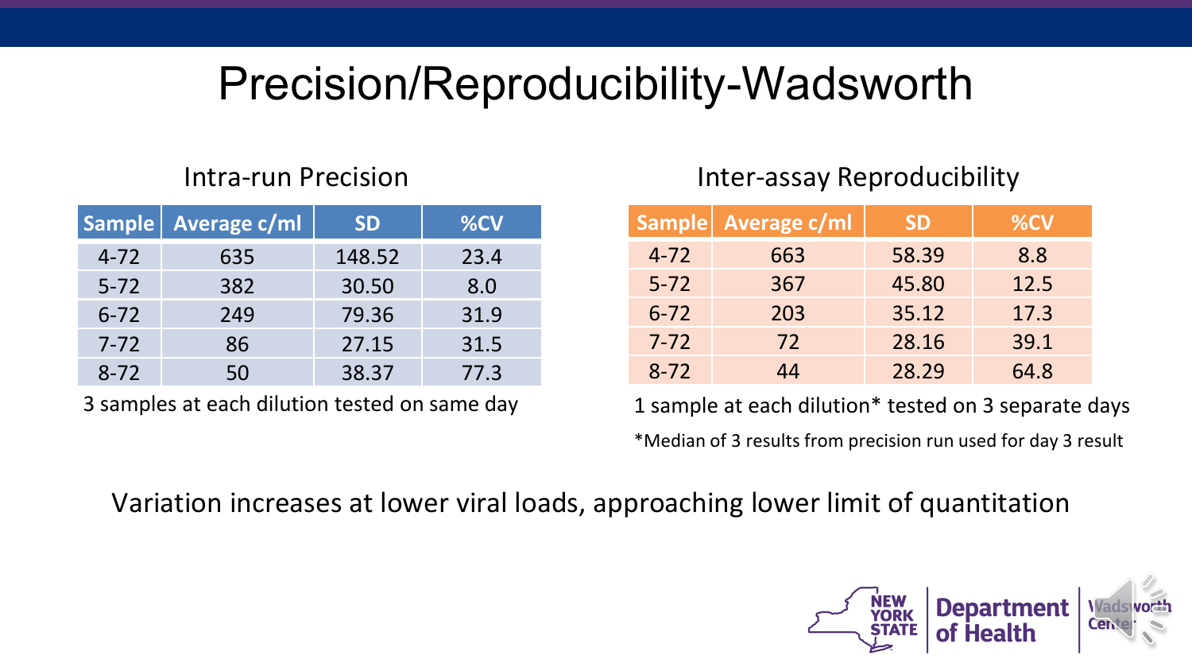# Precision/Reproducibility-Wadsworth

## Intra-run Precision

| Sample | Average c/ml | SD | %CV |
| --- | --- | --- | --- |
| 4-72 | 635 | 148.52 | 23.4 |
| 5-72 | 382 | 30.50 | 8.0 |
| 6-72 | 249 | 79.36 | 31.9 |
| 7-72 | 86 | 27.15 | 31.5 |
| 8-72 | 50 | 38.37 | 77.3 |

3 samples at each dilution tested on same day

## Inter-assay Reproducibility

| Sample | Average c/ml | SD | %CV |
| --- | --- | --- | --- |
| 4-72 | 663 | 58.39 | 8.8 |
| 5-72 | 367 | 45.80 | 12.5 |
| 6-72 | 203 | 35.12 | 17.3 |
| 7-72 | 72 | 28.16 | 39.1 |
| 8-72 | 44 | 28.29 | 64.8 |

1 sample at each dilution* tested on 3 separate days

*Median of 3 results from precision run used for day 3 result

Variation increases at lower viral loads, approaching lower limit of quantitation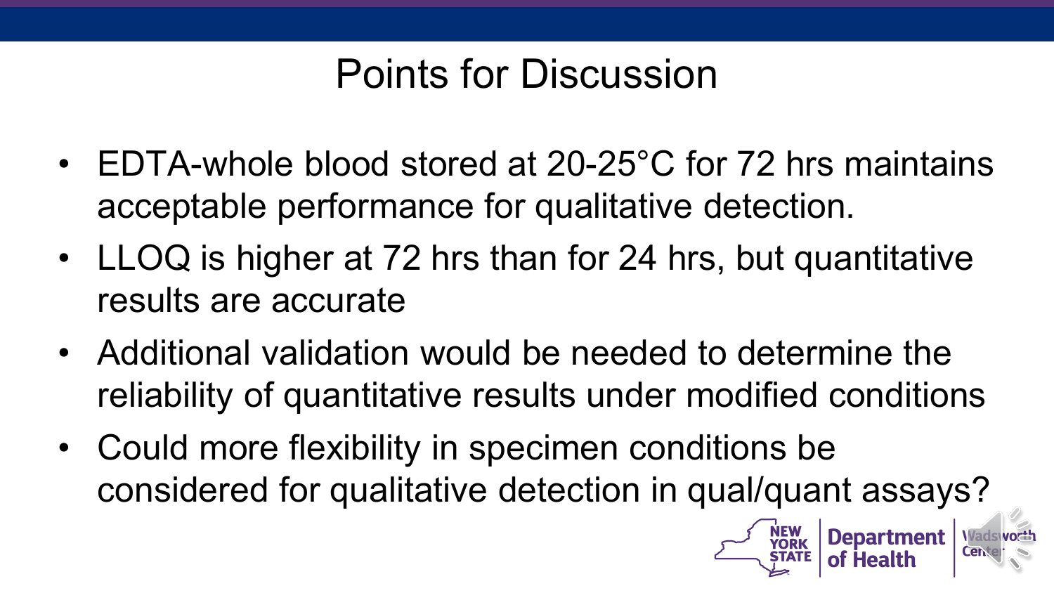# Points for Discussion

- EDTA-whole blood stored at 20-25°C for 72 hrs maintains acceptable performance for qualitative detection.
- LLOQ is higher at 72 hrs than for 24 hrs, but quantitative results are accurate
- Additional validation would be needed to determine the reliability of quantitative results under modified conditions
- Could more flexibility in specimen conditions be considered for qualitative detection in qual/quant assays?